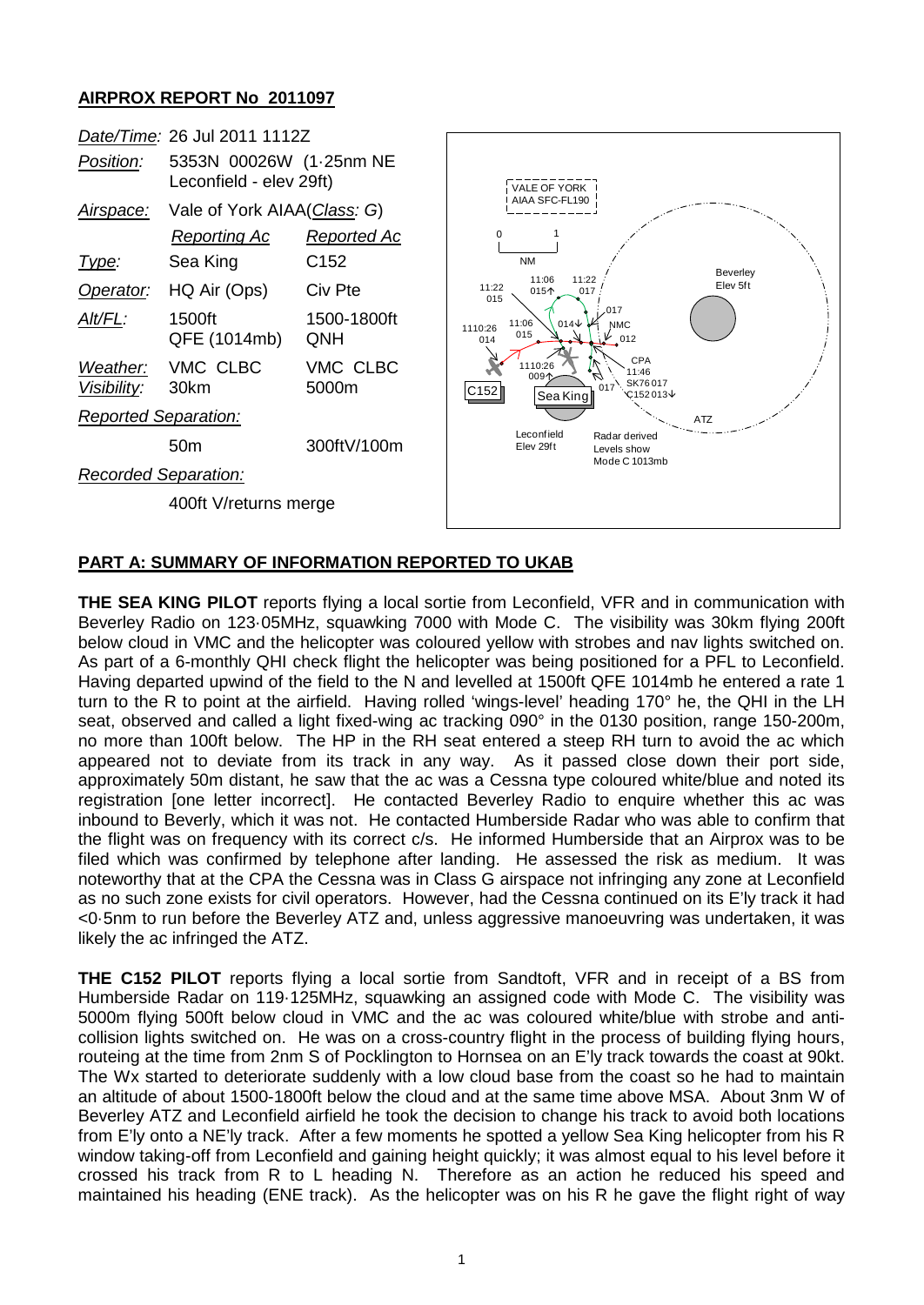## AIRPROX REPORT No 2011097

| | | |
|---|---|---|
| *Date/Time:* | 26 Jul 2011 1112Z | |
| *Position:* | 5353N 00026W (1·25nm NE Leconfield - elev 29ft) | |
| *Airspace:* | Vale of York AIAA (*Class*: G) | |
| | *Reporting Ac* | *Reported Ac* |
| *Type:* | Sea King | C152 |
| *Operator:* | HQ Air (Ops) | Civ Pte |
| *Alt/FL:* | 1500ft QFE (1014mb) | 1500-1800ft QNH |
| *Weather:* | VMC CLBC | VMC CLBC |
| *Visibility:* | 30km | 5000m |
| *Reported Separation:* | | |
| | 50m | 300ftV/100m |
| *Recorded Separation:* | | |
| | 400ft V/returns merge | |

## PART A: SUMMARY OF INFORMATION REPORTED TO UKAB

**THE SEA KING PILOT** reports flying a local sortie from Leconfield, VFR and in communication with Beverley Radio on 123·05MHz, squawking 7000 with Mode C. The visibility was 30km flying 200ft below cloud in VMC and the helicopter was coloured yellow with strobes and nav lights switched on. As part of a 6-monthly QHI check flight the helicopter was being positioned for a PFL to Leconfield. Having departed upwind of the field to the N and levelled at 1500ft QFE 1014mb he entered a rate 1 turn to the R to point at the airfield. Having rolled 'wings-level' heading 170° he, the QHI in the LH seat, observed and called a light fixed-wing ac tracking 090° in the 0130 position, range 150-200m, no more than 100ft below. The HP in the RH seat entered a steep RH turn to avoid the ac which appeared not to deviate from its track in any way. As it passed close down their port side, approximately 50m distant, he saw that the ac was a Cessna type coloured white/blue and noted its registration [one letter incorrect]. He contacted Beverley Radio to enquire whether this ac was inbound to Beverly, which it was not. He contacted Humberside Radar who was able to confirm that the flight was on frequency with its correct c/s. He informed Humberside that an Airprox was to be filed which was confirmed by telephone after landing. He assessed the risk as medium. It was noteworthy that at the CPA the Cessna was in Class G airspace not infringing any zone at Leconfield as no such zone exists for civil operators. However, had the Cessna continued on its E'ly track it had <0·5nm to run before the Beverley ATZ and, unless aggressive manoeuvring was undertaken, it was likely the ac infringed the ATZ.

**THE C152 PILOT** reports flying a local sortie from Sandtoft, VFR and in receipt of a BS from Humberside Radar on 119·125MHz, squawking an assigned code with Mode C. The visibility was 5000m flying 500ft below cloud in VMC and the ac was coloured white/blue with strobe and anti-collision lights switched on. He was on a cross-country flight in the process of building flying hours, routeing at the time from 2nm S of Pocklington to Hornsea on an E'ly track towards the coast at 90kt. The Wx started to deteriorate suddenly with a low cloud base from the coast so he had to maintain an altitude of about 1500-1800ft below the cloud and at the same time above MSA. About 3nm W of Beverley ATZ and Leconfield airfield he took the decision to change his track to avoid both locations from E'ly onto a NE'ly track. After a few moments he spotted a yellow Sea King helicopter from his R window taking-off from Leconfield and gaining height quickly; it was almost equal to his level before it crossed his track from R to L heading N. Therefore as an action he reduced his speed and maintained his heading (ENE track). As the helicopter was on his R he gave the flight right of way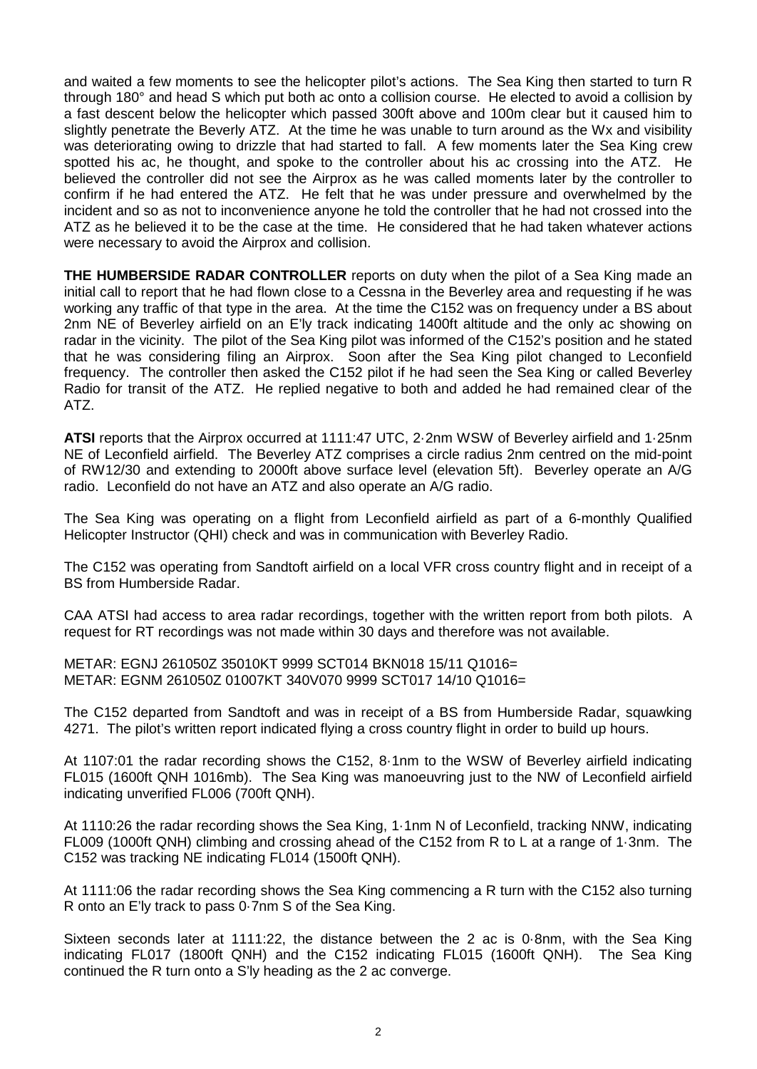and waited a few moments to see the helicopter pilot's actions. The Sea King then started to turn R through 180° and head S which put both ac onto a collision course. He elected to avoid a collision by a fast descent below the helicopter which passed 300ft above and 100m clear but it caused him to slightly penetrate the Beverly ATZ. At the time he was unable to turn around as the Wx and visibility was deteriorating owing to drizzle that had started to fall. A few moments later the Sea King crew spotted his ac, he thought, and spoke to the controller about his ac crossing into the ATZ. He believed the controller did not see the Airprox as he was called moments later by the controller to confirm if he had entered the ATZ. He felt that he was under pressure and overwhelmed by the incident and so as not to inconvenience anyone he told the controller that he had not crossed into the ATZ as he believed it to be the case at the time. He considered that he had taken whatever actions were necessary to avoid the Airprox and collision.

**THE HUMBERSIDE RADAR CONTROLLER** reports on duty when the pilot of a Sea King made an initial call to report that he had flown close to a Cessna in the Beverley area and requesting if he was working any traffic of that type in the area. At the time the C152 was on frequency under a BS about 2nm NE of Beverley airfield on an E'ly track indicating 1400ft altitude and the only ac showing on radar in the vicinity. The pilot of the Sea King pilot was informed of the C152's position and he stated that he was considering filing an Airprox. Soon after the Sea King pilot changed to Leconfield frequency. The controller then asked the C152 pilot if he had seen the Sea King or called Beverley Radio for transit of the ATZ. He replied negative to both and added he had remained clear of the ATZ.

**ATSI** reports that the Airprox occurred at 1111:47 UTC, 2·2nm WSW of Beverley airfield and 1·25nm NE of Leconfield airfield. The Beverley ATZ comprises a circle radius 2nm centred on the mid-point of RW12/30 and extending to 2000ft above surface level (elevation 5ft). Beverley operate an A/G radio. Leconfield do not have an ATZ and also operate an A/G radio.

The Sea King was operating on a flight from Leconfield airfield as part of a 6-monthly Qualified Helicopter Instructor (QHI) check and was in communication with Beverley Radio.

The C152 was operating from Sandtoft airfield on a local VFR cross country flight and in receipt of a BS from Humberside Radar.

CAA ATSI had access to area radar recordings, together with the written report from both pilots. A request for RT recordings was not made within 30 days and therefore was not available.

METAR: EGNJ 261050Z 35010KT 9999 SCT014 BKN018 15/11 Q1016=
METAR: EGNM 261050Z 01007KT 340V070 9999 SCT017 14/10 Q1016=

The C152 departed from Sandtoft and was in receipt of a BS from Humberside Radar, squawking 4271. The pilot's written report indicated flying a cross country flight in order to build up hours.

At 1107:01 the radar recording shows the C152, 8·1nm to the WSW of Beverley airfield indicating FL015 (1600ft QNH 1016mb). The Sea King was manoeuvring just to the NW of Leconfield airfield indicating unverified FL006 (700ft QNH).

At 1110:26 the radar recording shows the Sea King, 1·1nm N of Leconfield, tracking NNW, indicating FL009 (1000ft QNH) climbing and crossing ahead of the C152 from R to L at a range of 1·3nm. The C152 was tracking NE indicating FL014 (1500ft QNH).

At 1111:06 the radar recording shows the Sea King commencing a R turn with the C152 also turning R onto an E'ly track to pass 0·7nm S of the Sea King.

Sixteen seconds later at 1111:22, the distance between the 2 ac is 0·8nm, with the Sea King indicating FL017 (1800ft QNH) and the C152 indicating FL015 (1600ft QNH). The Sea King continued the R turn onto a S'ly heading as the 2 ac converge.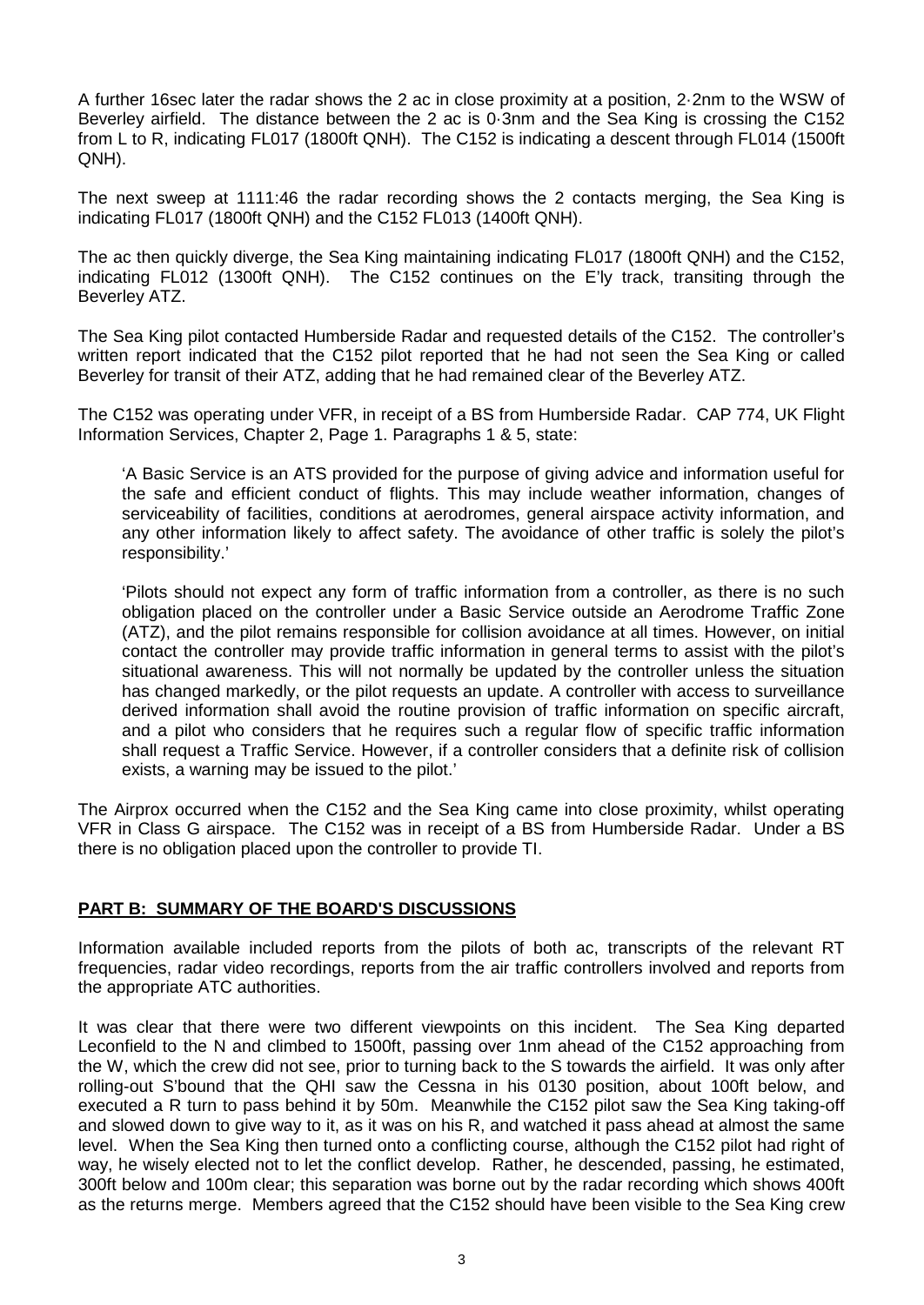A further 16sec later the radar shows the 2 ac in close proximity at a position, 2·2nm to the WSW of Beverley airfield. The distance between the 2 ac is 0·3nm and the Sea King is crossing the C152 from L to R, indicating FL017 (1800ft QNH). The C152 is indicating a descent through FL014 (1500ft QNH).

The next sweep at 1111:46 the radar recording shows the 2 contacts merging, the Sea King is indicating FL017 (1800ft QNH) and the C152 FL013 (1400ft QNH).

The ac then quickly diverge, the Sea King maintaining indicating FL017 (1800ft QNH) and the C152, indicating FL012 (1300ft QNH). The C152 continues on the E'ly track, transiting through the Beverley ATZ.

The Sea King pilot contacted Humberside Radar and requested details of the C152. The controller's written report indicated that the C152 pilot reported that he had not seen the Sea King or called Beverley for transit of their ATZ, adding that he had remained clear of the Beverley ATZ.

The C152 was operating under VFR, in receipt of a BS from Humberside Radar. CAP 774, UK Flight Information Services, Chapter 2, Page 1. Paragraphs 1 & 5, state:

> 'A Basic Service is an ATS provided for the purpose of giving advice and information useful for the safe and efficient conduct of flights. This may include weather information, changes of serviceability of facilities, conditions at aerodromes, general airspace activity information, and any other information likely to affect safety. The avoidance of other traffic is solely the pilot's responsibility.'
>
> 'Pilots should not expect any form of traffic information from a controller, as there is no such obligation placed on the controller under a Basic Service outside an Aerodrome Traffic Zone (ATZ), and the pilot remains responsible for collision avoidance at all times. However, on initial contact the controller may provide traffic information in general terms to assist with the pilot's situational awareness. This will not normally be updated by the controller unless the situation has changed markedly, or the pilot requests an update. A controller with access to surveillance derived information shall avoid the routine provision of traffic information on specific aircraft, and a pilot who considers that he requires such a regular flow of specific traffic information shall request a Traffic Service. However, if a controller considers that a definite risk of collision exists, a warning may be issued to the pilot.'

The Airprox occurred when the C152 and the Sea King came into close proximity, whilst operating VFR in Class G airspace. The C152 was in receipt of a BS from Humberside Radar. Under a BS there is no obligation placed upon the controller to provide TI.

## PART B: SUMMARY OF THE BOARD'S DISCUSSIONS

Information available included reports from the pilots of both ac, transcripts of the relevant RT frequencies, radar video recordings, reports from the air traffic controllers involved and reports from the appropriate ATC authorities.

It was clear that there were two different viewpoints on this incident. The Sea King departed Leconfield to the N and climbed to 1500ft, passing over 1nm ahead of the C152 approaching from the W, which the crew did not see, prior to turning back to the S towards the airfield. It was only after rolling-out S'bound that the QHI saw the Cessna in his 0130 position, about 100ft below, and executed a R turn to pass behind it by 50m. Meanwhile the C152 pilot saw the Sea King taking-off and slowed down to give way to it, as it was on his R, and watched it pass ahead at almost the same level. When the Sea King then turned onto a conflicting course, although the C152 pilot had right of way, he wisely elected not to let the conflict develop. Rather, he descended, passing, he estimated, 300ft below and 100m clear; this separation was borne out by the radar recording which shows 400ft as the returns merge. Members agreed that the C152 should have been visible to the Sea King crew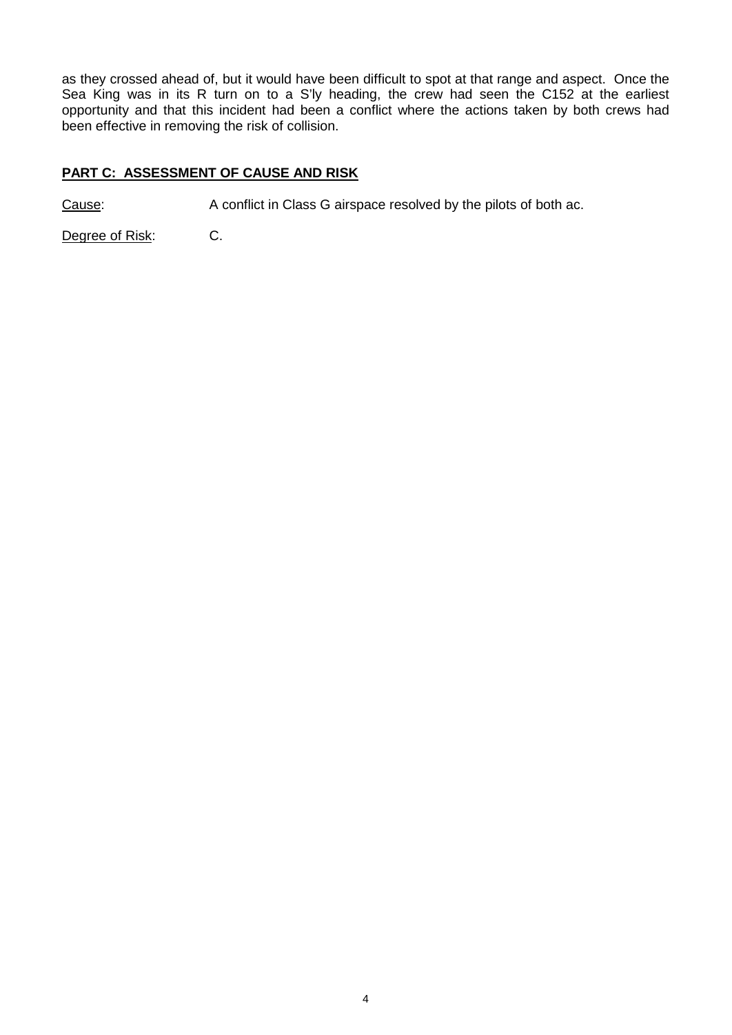as they crossed ahead of, but it would have been difficult to spot at that range and aspect. Once the Sea King was in its R turn on to a S'ly heading, the crew had seen the C152 at the earliest opportunity and that this incident had been a conflict where the actions taken by both crews had been effective in removing the risk of collision.

## PART C: ASSESSMENT OF CAUSE AND RISK

Cause: A conflict in Class G airspace resolved by the pilots of both ac.

Degree of Risk: C.